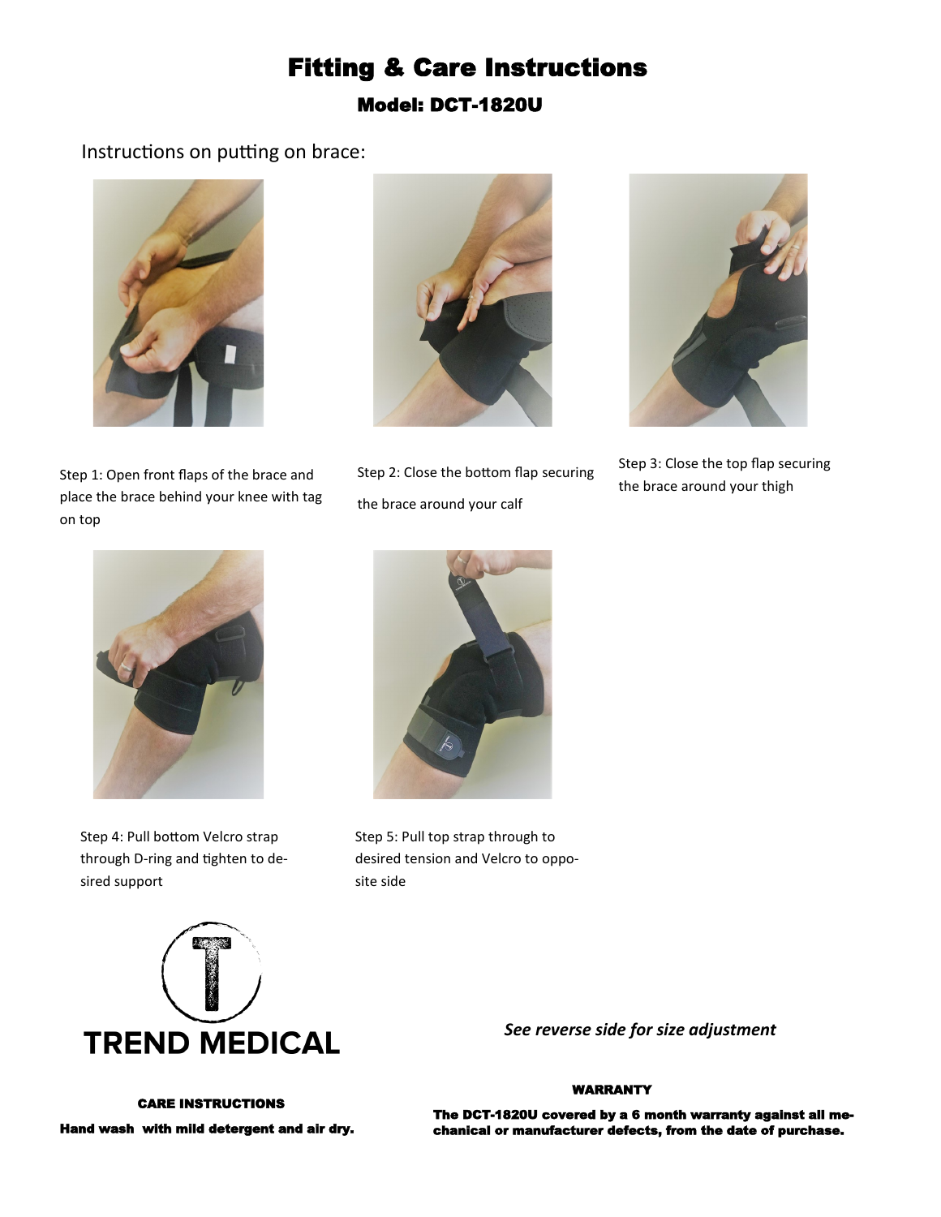# Fitting & Care Instructions

## Model: DCT-1820U

Instructions on putting on brace:

Step 1: Open front flaps of the brace and place the brace behind your knee with tag on top

Step 2: Close the bottom flap securing the brace around your calf

Step 3: Close the top flap securing the brace around your thigh

Step 4: Pull bottom Velcro strap through D-ring and tighten to desired support

Step 5: Pull top strap through to desired tension and Velcro to opposite side

TREND MEDICAL

*See reverse side for size adjustment*

**CARE INSTRUCTIONS**

**Hand wash with mild detergent and air dry.**

**WARRANTY**

**The DCT-1820U covered by a 6 month warranty against all mechanical or manufacturer defects, from the date of purchase.**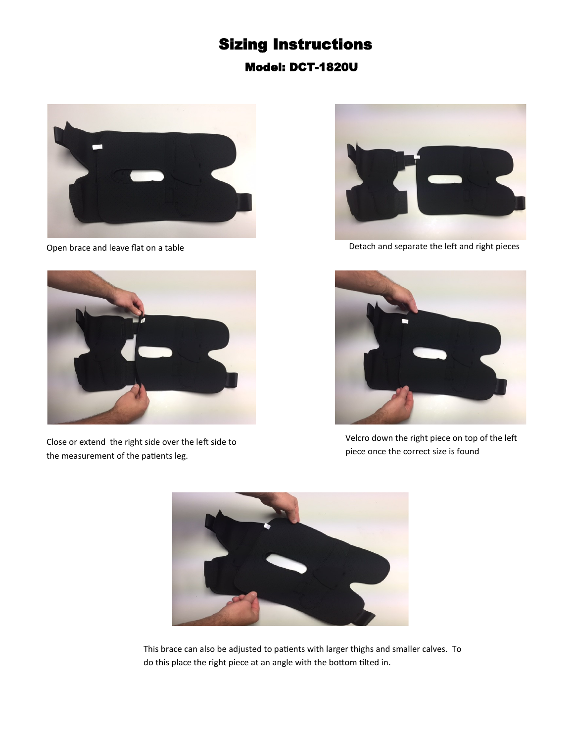# Sizing Instructions

## Model: DCT-1820U

Open brace and leave flat on a table

Detach and separate the left and right pieces

Close or extend the right side over the left side to the measurement of the patients leg.

Velcro down the right piece on top of the left piece once the correct size is found

This brace can also be adjusted to patients with larger thighs and smaller calves. To do this place the right piece at an angle with the bottom tilted in.